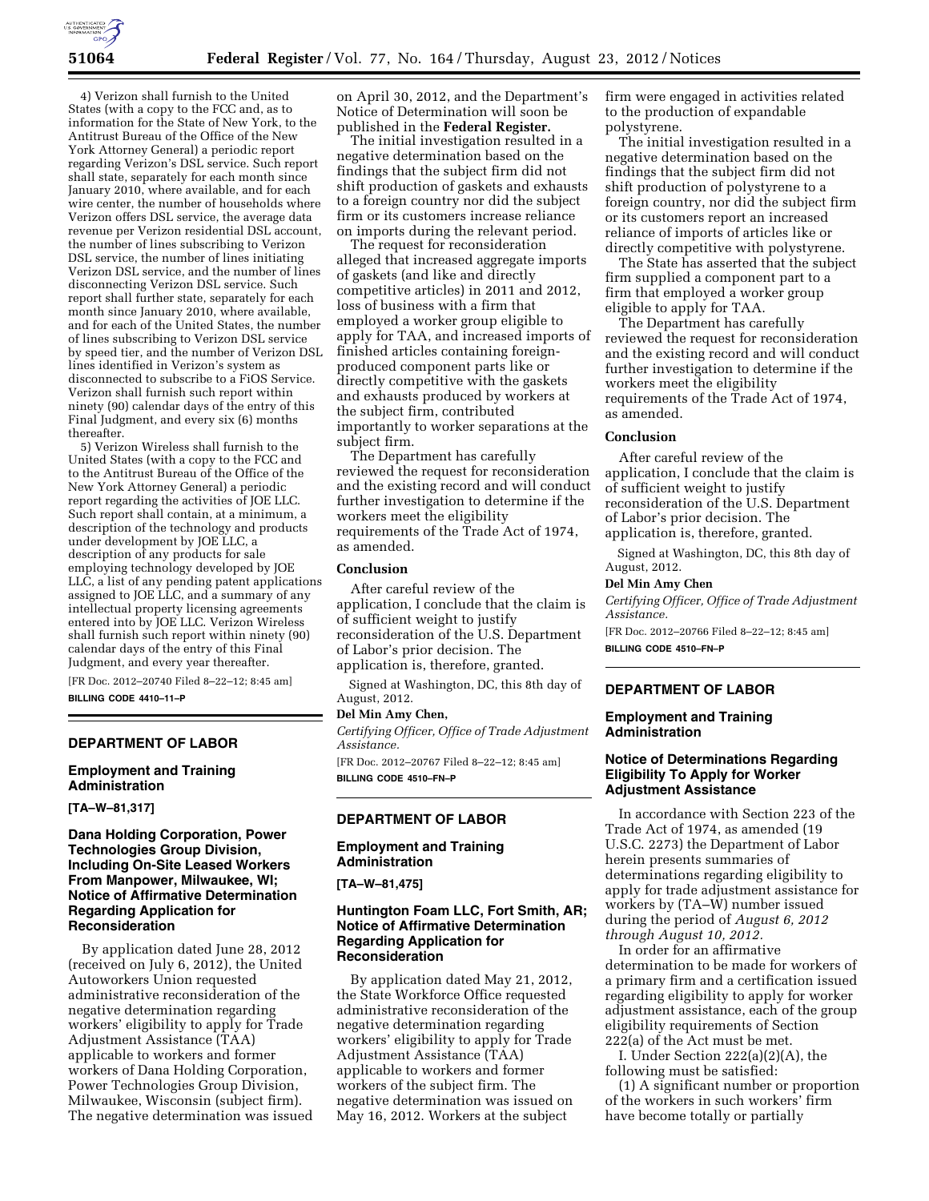4) Verizon shall furnish to the United States (with a copy to the FCC and, as to information for the State of New York, to the Antitrust Bureau of the Office of the New York Attorney General) a periodic report regarding Verizon's DSL service. Such report shall state, separately for each month since January 2010, where available, and for each wire center, the number of households where Verizon offers DSL service, the average data revenue per Verizon residential DSL account, the number of lines subscribing to Verizon DSL service, the number of lines initiating Verizon DSL service, and the number of lines disconnecting Verizon DSL service. Such report shall further state, separately for each month since January 2010, where available, and for each of the United States, the number of lines subscribing to Verizon DSL service by speed tier, and the number of Verizon DSL lines identified in Verizon's system as disconnected to subscribe to a FiOS Service. Verizon shall furnish such report within ninety (90) calendar days of the entry of this Final Judgment, and every six (6) months thereafter.

5) Verizon Wireless shall furnish to the United States (with a copy to the FCC and to the Antitrust Bureau of the Office of the New York Attorney General) a periodic report regarding the activities of JOE LLC. Such report shall contain, at a minimum, a description of the technology and products under development by JOE LLC, a description of any products for sale employing technology developed by JOE LLC, a list of any pending patent applications assigned to JOE LLC, and a summary of any intellectual property licensing agreements entered into by JOE LLC. Verizon Wireless shall furnish such report within ninety (90) calendar days of the entry of this Final Judgment, and every year thereafter.

[FR Doc. 2012–20740 Filed 8–22–12; 8:45 am]

**BILLING CODE 4410–11–P**

## DEPARTMENT OF LABOR

### Employment and Training Administration

**[TA–W–81,317]**

### Dana Holding Corporation, Power Technologies Group Division, Including On-Site Leased Workers From Manpower, Milwaukee, WI; Notice of Affirmative Determination Regarding Application for Reconsideration

By application dated June 28, 2012 (received on July 6, 2012), the United Autoworkers Union requested administrative reconsideration of the negative determination regarding workers' eligibility to apply for Trade Adjustment Assistance (TAA) applicable to workers and former workers of Dana Holding Corporation, Power Technologies Group Division, Milwaukee, Wisconsin (subject firm). The negative determination was issued on April 30, 2012, and the Department's Notice of Determination will soon be published in the **Federal Register.**

The initial investigation resulted in a negative determination based on the findings that the subject firm did not shift production of gaskets and exhausts to a foreign country nor did the subject firm or its customers increase reliance on imports during the relevant period.

The request for reconsideration alleged that increased aggregate imports of gaskets (and like and directly competitive articles) in 2011 and 2012, loss of business with a firm that employed a worker group eligible to apply for TAA, and increased imports of finished articles containing foreign-produced component parts like or directly competitive with the gaskets and exhausts produced by workers at the subject firm, contributed importantly to worker separations at the subject firm.

The Department has carefully reviewed the request for reconsideration and the existing record and will conduct further investigation to determine if the workers meet the eligibility requirements of the Trade Act of 1974, as amended.

#### Conclusion

After careful review of the application, I conclude that the claim is of sufficient weight to justify reconsideration of the U.S. Department of Labor's prior decision. The application is, therefore, granted.

Signed at Washington, DC, this 8th day of August, 2012.

**Del Min Amy Chen,**

*Certifying Officer, Office of Trade Adjustment Assistance.*

[FR Doc. 2012–20767 Filed 8–22–12; 8:45 am]

**BILLING CODE 4510–FN–P**

## DEPARTMENT OF LABOR

### Employment and Training Administration

**[TA–W–81,475]**

### Huntington Foam LLC, Fort Smith, AR; Notice of Affirmative Determination Regarding Application for Reconsideration

By application dated May 21, 2012, the State Workforce Office requested administrative reconsideration of the negative determination regarding workers' eligibility to apply for Trade Adjustment Assistance (TAA) applicable to workers and former workers of the subject firm. The negative determination was issued on May 16, 2012. Workers at the subject firm were engaged in activities related to the production of expandable polystyrene.

The initial investigation resulted in a negative determination based on the findings that the subject firm did not shift production of polystyrene to a foreign country, nor did the subject firm or its customers report an increased reliance of imports of articles like or directly competitive with polystyrene.

The State has asserted that the subject firm supplied a component part to a firm that employed a worker group eligible to apply for TAA.

The Department has carefully reviewed the request for reconsideration and the existing record and will conduct further investigation to determine if the workers meet the eligibility requirements of the Trade Act of 1974, as amended.

#### Conclusion

After careful review of the application, I conclude that the claim is of sufficient weight to justify reconsideration of the U.S. Department of Labor's prior decision. The application is, therefore, granted.

Signed at Washington, DC, this 8th day of August, 2012.

**Del Min Amy Chen**

*Certifying Officer, Office of Trade Adjustment Assistance.*

[FR Doc. 2012–20766 Filed 8–22–12; 8:45 am]

**BILLING CODE 4510–FN–P**

## DEPARTMENT OF LABOR

### Employment and Training Administration

### Notice of Determinations Regarding Eligibility To Apply for Worker Adjustment Assistance

In accordance with Section 223 of the Trade Act of 1974, as amended (19 U.S.C. 2273) the Department of Labor herein presents summaries of determinations regarding eligibility to apply for trade adjustment assistance for workers by (TA–W) number issued during the period of *August 6, 2012 through August 10, 2012.*

In order for an affirmative determination to be made for workers of a primary firm and a certification issued regarding eligibility to apply for worker adjustment assistance, each of the group eligibility requirements of Section 222(a) of the Act must be met.

I. Under Section 222(a)(2)(A), the following must be satisfied:

(1) A significant number or proportion of the workers in such workers' firm have become totally or partially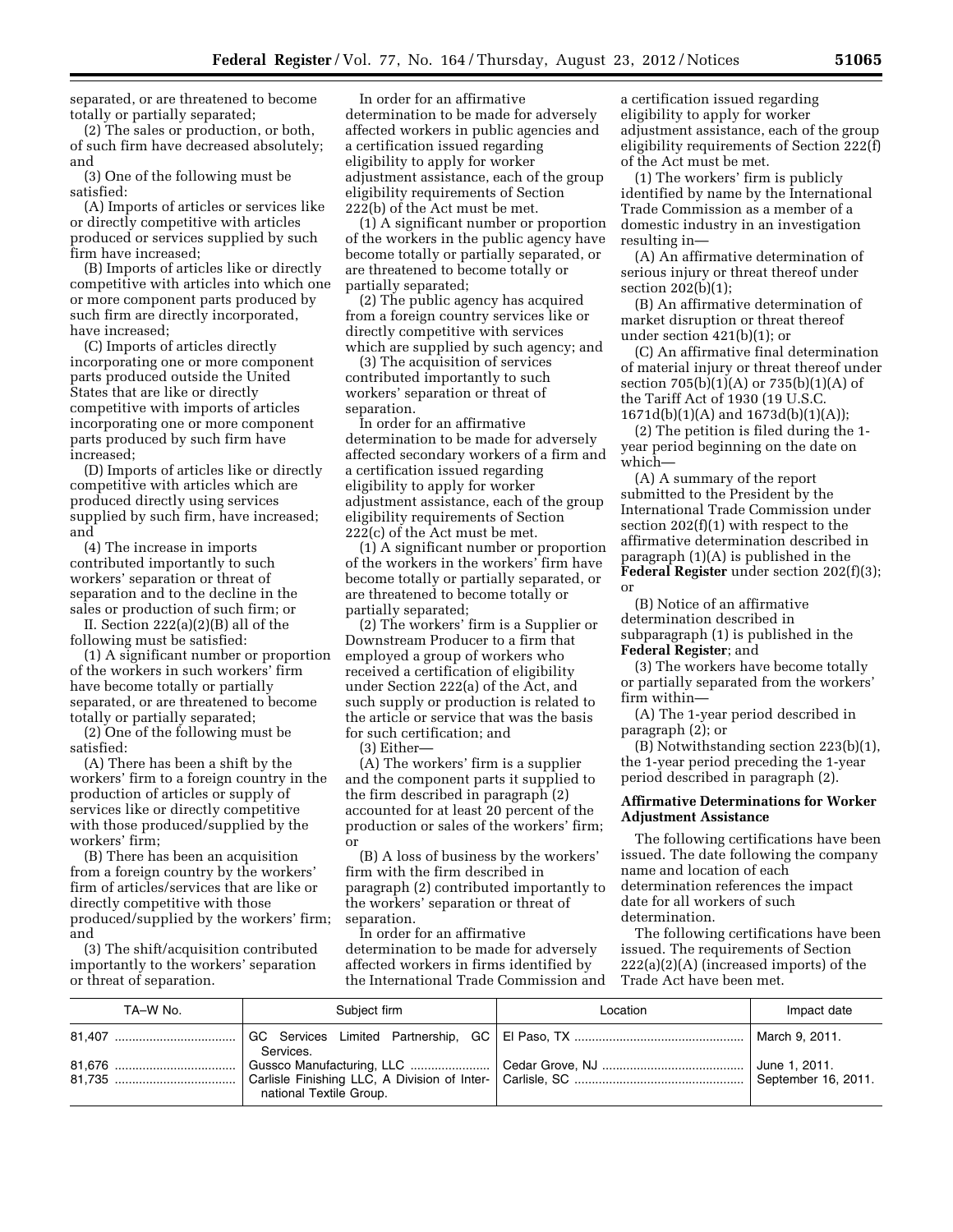separated, or are threatened to become totally or partially separated;

(2) The sales or production, or both, of such firm have decreased absolutely; and

(3) One of the following must be satisfied:

(A) Imports of articles or services like or directly competitive with articles produced or services supplied by such firm have increased;

(B) Imports of articles like or directly competitive with articles into which one or more component parts produced by such firm are directly incorporated, have increased;

(C) Imports of articles directly incorporating one or more component parts produced outside the United States that are like or directly competitive with imports of articles incorporating one or more component parts produced by such firm have increased;

(D) Imports of articles like or directly competitive with articles which are produced directly using services supplied by such firm, have increased; and

(4) The increase in imports contributed importantly to such workers' separation or threat of separation and to the decline in the sales or production of such firm; or

II. Section 222(a)(2)(B) all of the following must be satisfied:

(1) A significant number or proportion of the workers in such workers' firm have become totally or partially separated, or are threatened to become totally or partially separated;

(2) One of the following must be satisfied:

(A) There has been a shift by the workers' firm to a foreign country in the production of articles or supply of services like or directly competitive with those produced/supplied by the workers' firm;

(B) There has been an acquisition from a foreign country by the workers' firm of articles/services that are like or directly competitive with those produced/supplied by the workers' firm; and

(3) The shift/acquisition contributed importantly to the workers' separation or threat of separation.

In order for an affirmative determination to be made for adversely affected workers in public agencies and a certification issued regarding eligibility to apply for worker adjustment assistance, each of the group eligibility requirements of Section 222(b) of the Act must be met.

(1) A significant number or proportion of the workers in the public agency have become totally or partially separated, or are threatened to become totally or partially separated;

(2) The public agency has acquired from a foreign country services like or directly competitive with services which are supplied by such agency; and

(3) The acquisition of services contributed importantly to such workers' separation or threat of separation.

In order for an affirmative determination to be made for adversely affected secondary workers of a firm and a certification issued regarding eligibility to apply for worker adjustment assistance, each of the group eligibility requirements of Section 222(c) of the Act must be met.

(1) A significant number or proportion of the workers in the workers' firm have become totally or partially separated, or are threatened to become totally or partially separated;

(2) The workers' firm is a Supplier or Downstream Producer to a firm that employed a group of workers who received a certification of eligibility under Section 222(a) of the Act, and such supply or production is related to the article or service that was the basis for such certification; and

(3) Either—

(A) The workers' firm is a supplier and the component parts it supplied to the firm described in paragraph (2) accounted for at least 20 percent of the production or sales of the workers' firm; or

(B) A loss of business by the workers' firm with the firm described in paragraph (2) contributed importantly to the workers' separation or threat of separation.

In order for an affirmative determination to be made for adversely affected workers in firms identified by the International Trade Commission and a certification issued regarding eligibility to apply for worker adjustment assistance, each of the group eligibility requirements of Section 222(f) of the Act must be met.

(1) The workers' firm is publicly identified by name by the International Trade Commission as a member of a domestic industry in an investigation resulting in—

(A) An affirmative determination of serious injury or threat thereof under section 202(b)(1);

(B) An affirmative determination of market disruption or threat thereof under section 421(b)(1); or

(C) An affirmative final determination of material injury or threat thereof under section 705(b)(1)(A) or 735(b)(1)(A) of the Tariff Act of 1930 (19 U.S.C. 1671d(b)(1)(A) and 1673d(b)(1)(A));

(2) The petition is filed during the 1-year period beginning on the date on which—

(A) A summary of the report submitted to the President by the International Trade Commission under section 202(f)(1) with respect to the affirmative determination described in paragraph (1)(A) is published in the **Federal Register** under section 202(f)(3); or

(B) Notice of an affirmative determination described in subparagraph (1) is published in the **Federal Register**; and

(3) The workers have become totally or partially separated from the workers' firm within—

(A) The 1-year period described in paragraph (2); or

(B) Notwithstanding section 223(b)(1), the 1-year period preceding the 1-year period described in paragraph (2).

## Affirmative Determinations for Worker Adjustment Assistance

The following certifications have been issued. The date following the company name and location of each determination references the impact date for all workers of such determination.

The following certifications have been issued. The requirements of Section 222(a)(2)(A) (increased imports) of the Trade Act have been met.

| TA–W No. | Subject firm | Location | Impact date |
|---|---|---|---|
| 81,407 | GC Services Limited Partnership, GC Services. | El Paso, TX | March 9, 2011. |
| 81,676 | Gussco Manufacturing, LLC | Cedar Grove, NJ | June 1, 2011. |
| 81,735 | Carlisle Finishing LLC, A Division of International Textile Group. | Carlisle, SC | September 16, 2011. |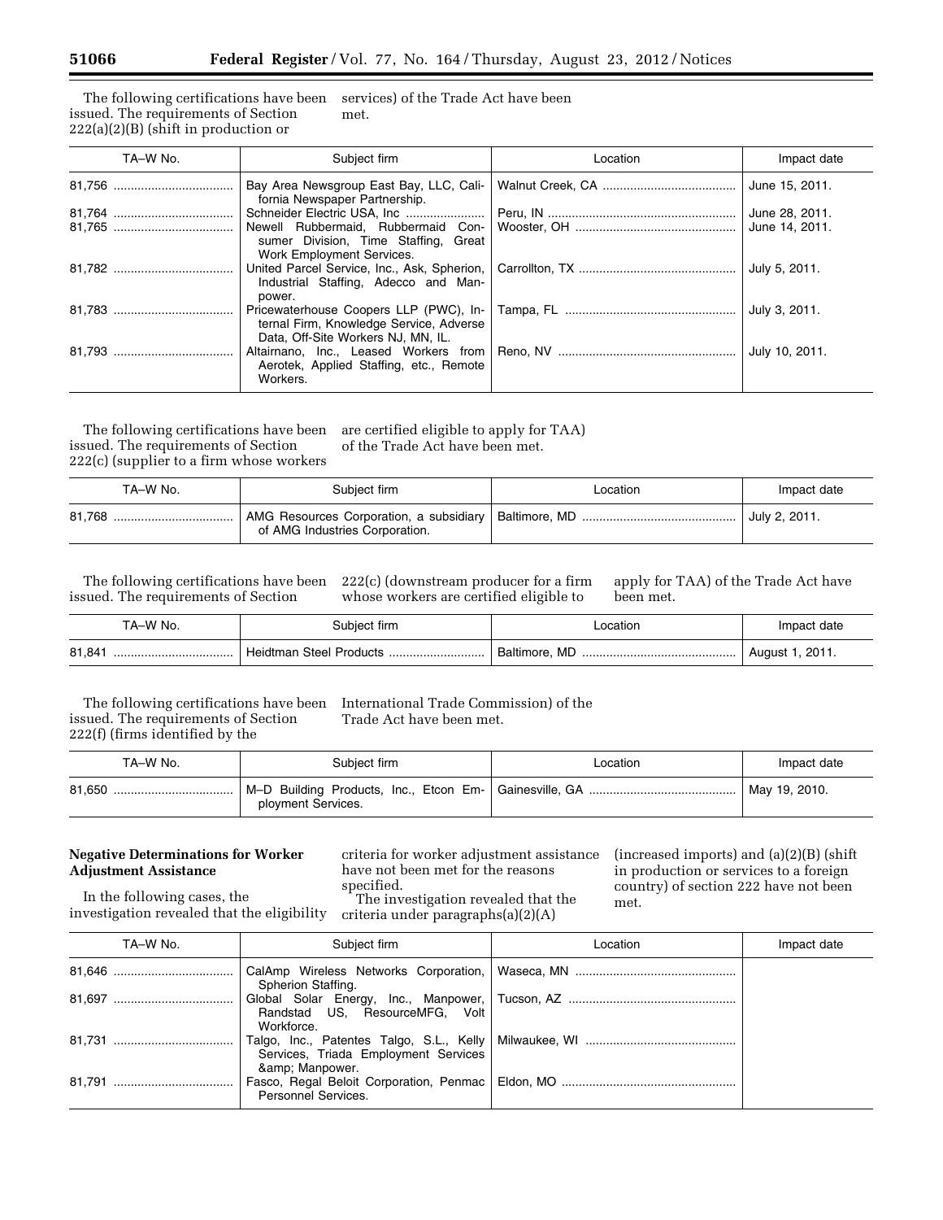The following certifications have been issued. The requirements of Section 222(a)(2)(B) (shift in production or services) of the Trade Act have been met.

| TA–W No. | Subject firm | Location | Impact date |
|---|---|---|---|
| 81,756 | Bay Area Newsgroup East Bay, LLC, California Newspaper Partnership. | Walnut Creek, CA | June 15, 2011. |
| 81,764 | Schneider Electric USA, Inc | Peru, IN | June 28, 2011. |
| 81,765 | Newell Rubbermaid, Rubbermaid Consumer Division, Time Staffing, Great Work Employment Services. | Wooster, OH | June 14, 2011. |
| 81,782 | United Parcel Service, Inc., Ask, Spherion, Industrial Staffing, Adecco and Manpower. | Carrollton, TX | July 5, 2011. |
| 81,783 | Pricewaterhouse Coopers LLP (PWC), Internal Firm, Knowledge Service, Adverse Data, Off-Site Workers NJ, MN, IL. | Tampa, FL | July 3, 2011. |
| 81,793 | Altairnano, Inc., Leased Workers from Aerotek, Applied Staffing, etc., Remote Workers. | Reno, NV | July 10, 2011. |

The following certifications have been issued. The requirements of Section 222(c) (supplier to a firm whose workers are certified eligible to apply for TAA) of the Trade Act have been met.

| TA–W No. | Subject firm | Location | Impact date |
|---|---|---|---|
| 81,768 | AMG Resources Corporation, a subsidiary of AMG Industries Corporation. | Baltimore, MD | July 2, 2011. |

The following certifications have been issued. The requirements of Section 222(c) (downstream producer for a firm whose workers are certified eligible to apply for TAA) of the Trade Act have been met.

| TA–W No. | Subject firm | Location | Impact date |
|---|---|---|---|
| 81,841 | Heidtman Steel Products | Baltimore, MD | August 1, 2011. |

The following certifications have been issued. The requirements of Section 222(f) (firms identified by the International Trade Commission) of the Trade Act have been met.

| TA–W No. | Subject firm | Location | Impact date |
|---|---|---|---|
| 81,650 | M–D Building Products, Inc., Etcon Employment Services. | Gainesville, GA | May 19, 2010. |

**Negative Determinations for Worker Adjustment Assistance**

In the following cases, the investigation revealed that the eligibility criteria for worker adjustment assistance have not been met for the reasons specified.

The investigation revealed that the criteria under paragraphs(a)(2)(A) (increased imports) and (a)(2)(B) (shift in production or services to a foreign country) of section 222 have not been met.

| TA–W No. | Subject firm | Location | Impact date |
|---|---|---|---|
| 81,646 | CalAmp Wireless Networks Corporation, Spherion Staffing. | Waseca, MN | |
| 81,697 | Global Solar Energy, Inc., Manpower, Randstad US, ResourceMFG, Volt Workforce. | Tucson, AZ | |
| 81,731 | Talgo, Inc., Patentes Talgo, S.L., Kelly Services, Triada Employment Services &amp; Manpower. | Milwaukee, WI | |
| 81,791 | Fasco, Regal Beloit Corporation, Penmac Personnel Services. | Eldon, MO | |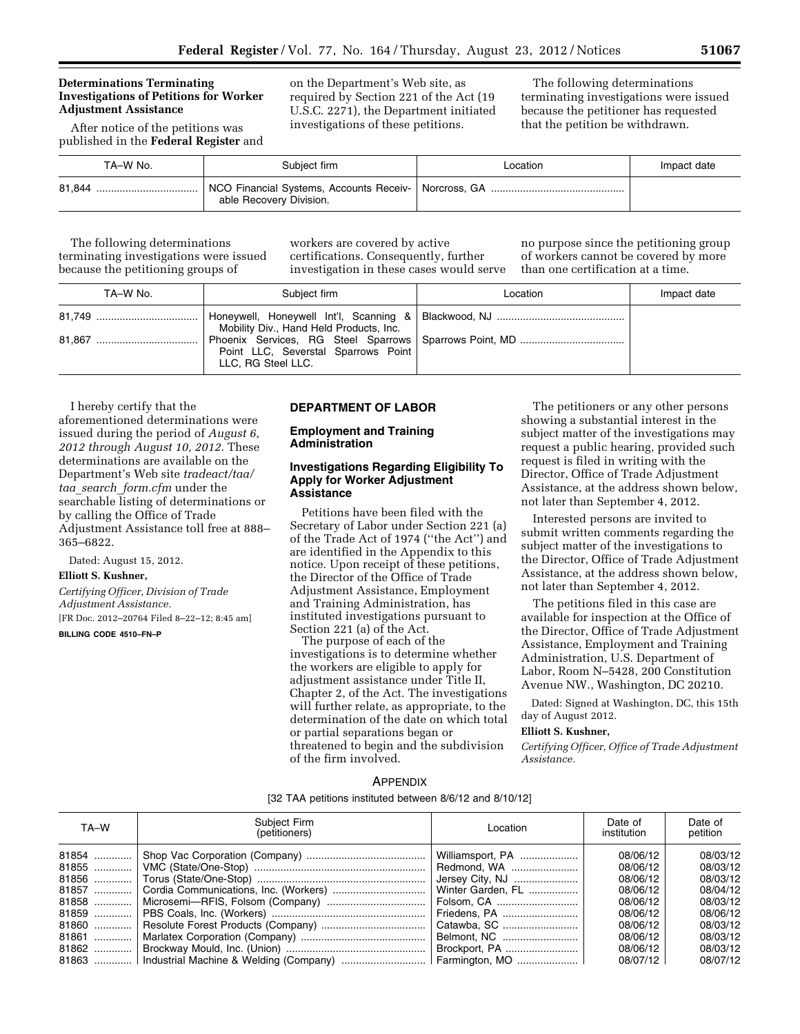### Determinations Terminating Investigations of Petitions for Worker Adjustment Assistance

After notice of the petitions was published in the **Federal Register** and on the Department's Web site, as required by Section 221 of the Act (19 U.S.C. 2271), the Department initiated investigations of these petitions.

The following determinations terminating investigations were issued because the petitioner has requested that the petition be withdrawn.

| TA–W No. | Subject firm | Location | Impact date |
|---|---|---|---|
| 81,844 | NCO Financial Systems, Accounts Receivable Recovery Division. | Norcross, GA | |

The following determinations terminating investigations were issued because the petitioning groups of workers are covered by active certifications. Consequently, further investigation in these cases would serve no purpose since the petitioning group of workers cannot be covered by more than one certification at a time.

| TA–W No. | Subject firm | Location | Impact date |
|---|---|---|---|
| 81,749 | Honeywell, Honeywell Int'l, Scanning & Mobility Div., Hand Held Products, Inc. | Blackwood, NJ | |
| 81,867 | Phoenix Services, RG Steel Sparrows Point LLC, Severstal Sparrows Point LLC, RG Steel LLC. | Sparrows Point, MD | |

I hereby certify that the aforementioned determinations were issued during the period of *August 6, 2012 through August 10, 2012.* These determinations are available on the Department's Web site *tradeact/taa/taa_search_form.cfm* under the searchable listing of determinations or by calling the Office of Trade Adjustment Assistance toll free at 888–365–6822.

Dated: August 15, 2012.

**Elliott S. Kushner,**

*Certifying Officer, Division of Trade Adjustment Assistance.*

[FR Doc. 2012–20764 Filed 8–22–12; 8:45 am]

**BILLING CODE 4510–FN–P**

## DEPARTMENT OF LABOR

### Employment and Training Administration

### Investigations Regarding Eligibility To Apply for Worker Adjustment Assistance

Petitions have been filed with the Secretary of Labor under Section 221 (a) of the Trade Act of 1974 (''the Act'') and are identified in the Appendix to this notice. Upon receipt of these petitions, the Director of the Office of Trade Adjustment Assistance, Employment and Training Administration, has instituted investigations pursuant to Section 221 (a) of the Act.

The purpose of each of the investigations is to determine whether the workers are eligible to apply for adjustment assistance under Title II, Chapter 2, of the Act. The investigations will further relate, as appropriate, to the determination of the date on which total or partial separations began or threatened to begin and the subdivision of the firm involved.

The petitioners or any other persons showing a substantial interest in the subject matter of the investigations may request a public hearing, provided such request is filed in writing with the Director, Office of Trade Adjustment Assistance, at the address shown below, not later than September 4, 2012.

Interested persons are invited to submit written comments regarding the subject matter of the investigations to the Director, Office of Trade Adjustment Assistance, at the address shown below, not later than September 4, 2012.

The petitions filed in this case are available for inspection at the Office of the Director, Office of Trade Adjustment Assistance, Employment and Training Administration, U.S. Department of Labor, Room N–5428, 200 Constitution Avenue NW., Washington, DC 20210.

Dated: Signed at Washington, DC, this 15th day of August 2012.

**Elliott S. Kushner,**

*Certifying Officer, Office of Trade Adjustment Assistance.*

#### APPENDIX

[32 TAA petitions instituted between 8/6/12 and 8/10/12]

| TA–W | Subject Firm (petitioners) | Location | Date of institution | Date of petition |
|---|---|---|---|---|
| 81854 | Shop Vac Corporation (Company) | Williamsport, PA | 08/06/12 | 08/03/12 |
| 81855 | VMC (State/One-Stop) | Redmond, WA | 08/06/12 | 08/03/12 |
| 81856 | Torus (State/One-Stop) | Jersey City, NJ | 08/06/12 | 08/03/12 |
| 81857 | Cordia Communications, Inc. (Workers) | Winter Garden, FL | 08/06/12 | 08/04/12 |
| 81858 | Microsemi—RFIS, Folsom (Company) | Folsom, CA | 08/06/12 | 08/03/12 |
| 81859 | PBS Coals, Inc. (Workers) | Friedens, PA | 08/06/12 | 08/06/12 |
| 81860 | Resolute Forest Products (Company) | Catawba, SC | 08/06/12 | 08/03/12 |
| 81861 | Marlatex Corporation (Company) | Belmont, NC | 08/06/12 | 08/03/12 |
| 81862 | Brockway Mould, Inc. (Union) | Brockport, PA | 08/06/12 | 08/03/12 |
| 81863 | Industrial Machine & Welding (Company) | Farmington, MO | 08/07/12 | 08/07/12 |